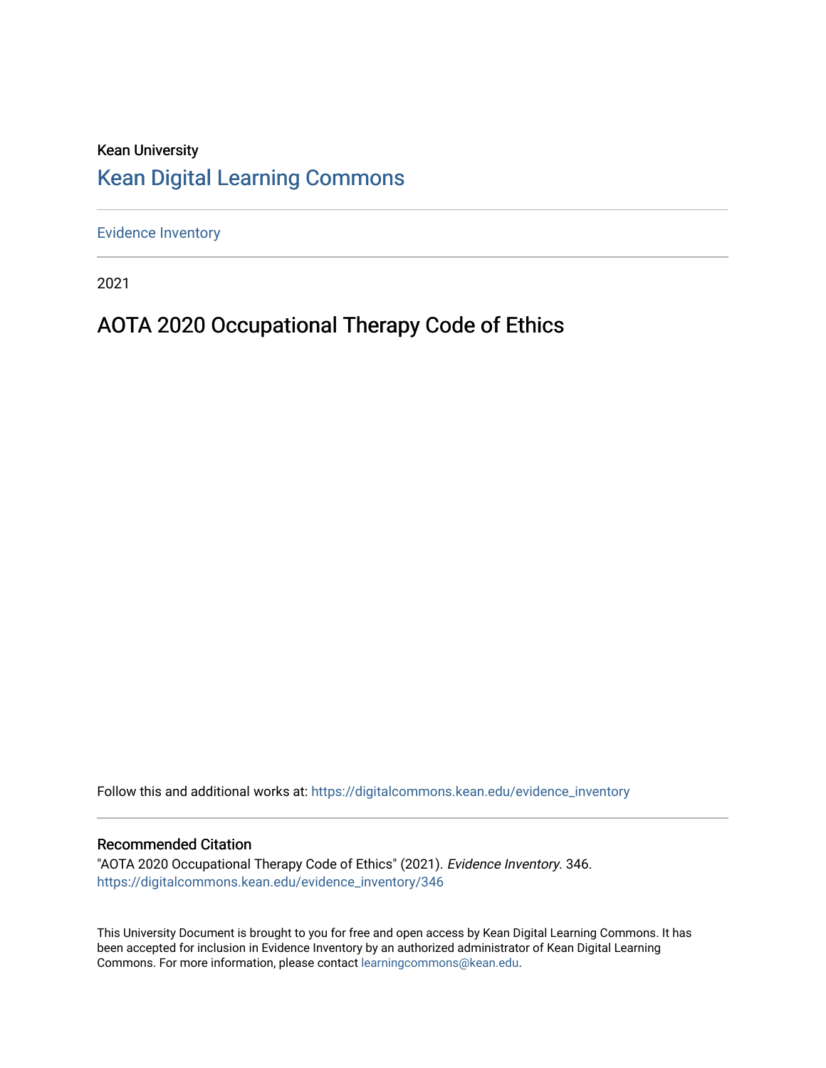Kean University

## Kean Digital Learning Commons

Evidence Inventory

2021

# AOTA 2020 Occupational Therapy Code of Ethics

Follow this and additional works at: https://digitalcommons.kean.edu/evidence_inventory

### Recommended Citation

"AOTA 2020 Occupational Therapy Code of Ethics" (2021). *Evidence Inventory*. 346.
https://digitalcommons.kean.edu/evidence_inventory/346

This University Document is brought to you for free and open access by Kean Digital Learning Commons. It has been accepted for inclusion in Evidence Inventory by an authorized administrator of Kean Digital Learning Commons. For more information, please contact learningcommons@kean.edu.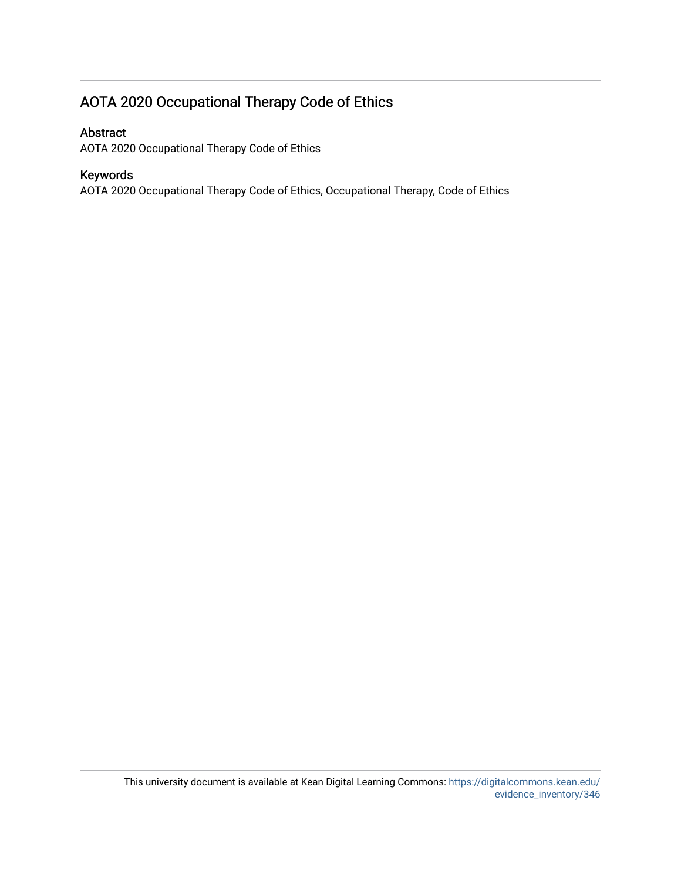## AOTA 2020 Occupational Therapy Code of Ethics

### Abstract

AOTA 2020 Occupational Therapy Code of Ethics

### Keywords

AOTA 2020 Occupational Therapy Code of Ethics, Occupational Therapy, Code of Ethics

This university document is available at Kean Digital Learning Commons: https://digitalcommons.kean.edu/evidence_inventory/346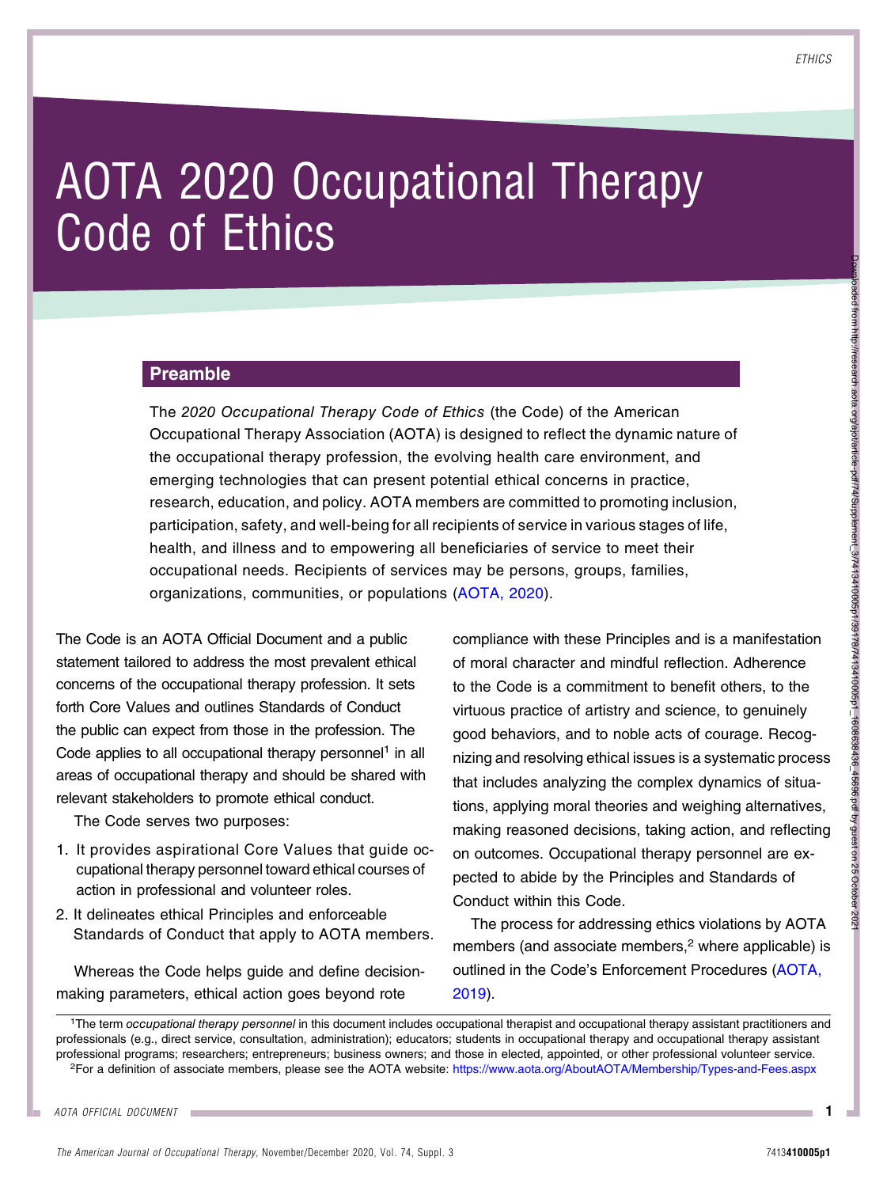# AOTA 2020 Occupational Therapy Code of Ethics

## Preamble

The *2020 Occupational Therapy Code of Ethics* (the Code) of the American Occupational Therapy Association (AOTA) is designed to reflect the dynamic nature of the occupational therapy profession, the evolving health care environment, and emerging technologies that can present potential ethical concerns in practice, research, education, and policy. AOTA members are committed to promoting inclusion, participation, safety, and well-being for all recipients of service in various stages of life, health, and illness and to empowering all beneficiaries of service to meet their occupational needs. Recipients of services may be persons, groups, families, organizations, communities, or populations (AOTA, 2020).

The Code is an AOTA Official Document and a public statement tailored to address the most prevalent ethical concerns of the occupational therapy profession. It sets forth Core Values and outlines Standards of Conduct the public can expect from those in the profession. The Code applies to all occupational therapy personnel[1] in all areas of occupational therapy and should be shared with relevant stakeholders to promote ethical conduct.

The Code serves two purposes:

1. It provides aspirational Core Values that guide occupational therapy personnel toward ethical courses of action in professional and volunteer roles.
2. It delineates ethical Principles and enforceable Standards of Conduct that apply to AOTA members.

Whereas the Code helps guide and define decision-making parameters, ethical action goes beyond rote compliance with these Principles and is a manifestation of moral character and mindful reflection. Adherence to the Code is a commitment to benefit others, to the virtuous practice of artistry and science, to genuinely good behaviors, and to noble acts of courage. Recognizing and resolving ethical issues is a systematic process that includes analyzing the complex dynamics of situations, applying moral theories and weighing alternatives, making reasoned decisions, taking action, and reflecting on outcomes. Occupational therapy personnel are expected to abide by the Principles and Standards of Conduct within this Code.

The process for addressing ethics violations by AOTA members (and associate members,[2] where applicable) is outlined in the Code's Enforcement Procedures (AOTA, 2019).

[1] The term *occupational therapy personnel* in this document includes occupational therapist and occupational therapy assistant practitioners and professionals (e.g., direct service, consultation, administration); educators; students in occupational therapy and occupational therapy assistant professional programs; researchers; entrepreneurs; business owners; and those in elected, appointed, or other professional volunteer service.

[2] For a definition of associate members, please see the AOTA website: https://www.aota.org/AboutAOTA/Membership/Types-and-Fees.aspx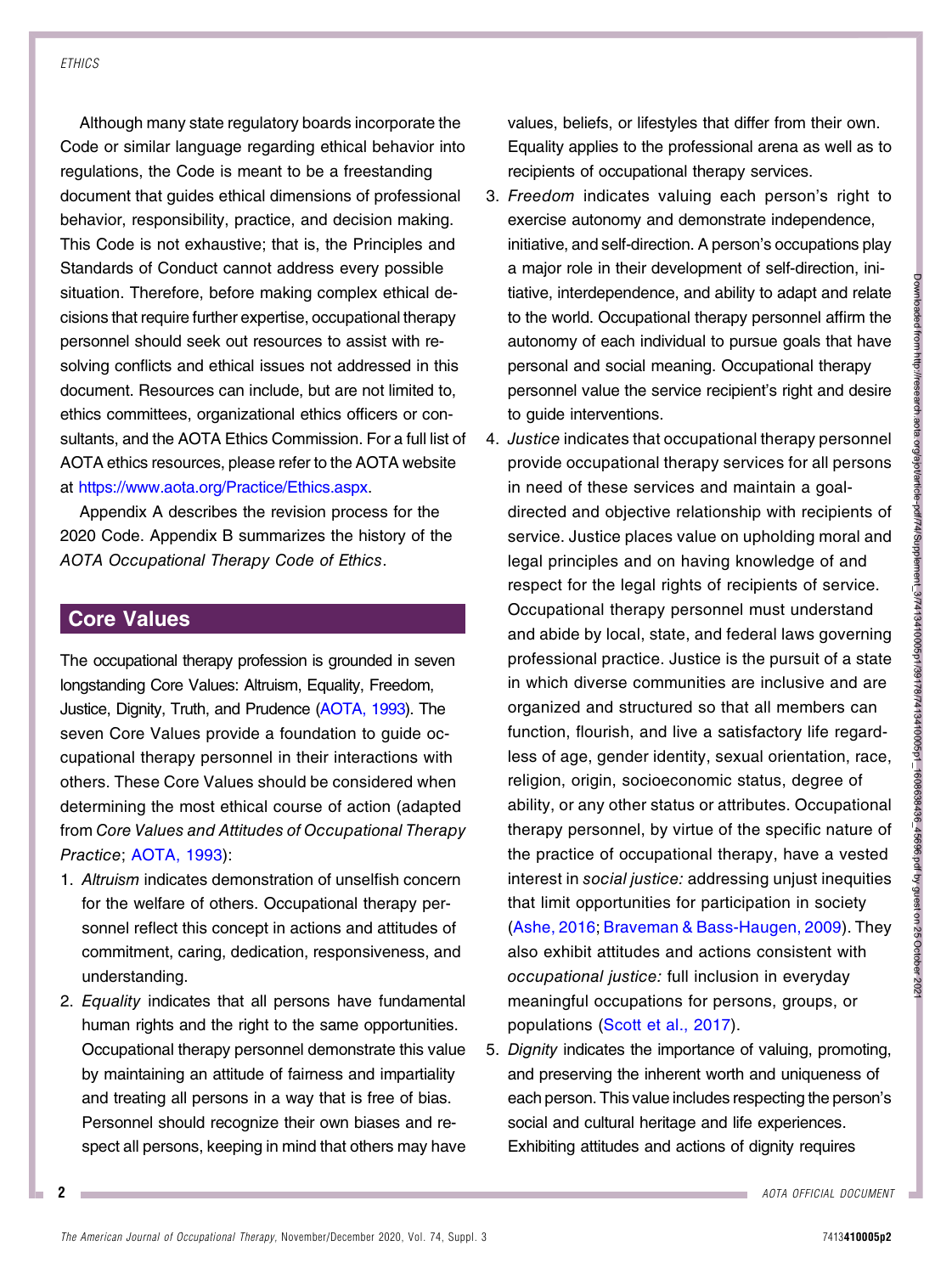Although many state regulatory boards incorporate the Code or similar language regarding ethical behavior into regulations, the Code is meant to be a freestanding document that guides ethical dimensions of professional behavior, responsibility, practice, and decision making. This Code is not exhaustive; that is, the Principles and Standards of Conduct cannot address every possible situation. Therefore, before making complex ethical decisions that require further expertise, occupational therapy personnel should seek out resources to assist with resolving conflicts and ethical issues not addressed in this document. Resources can include, but are not limited to, ethics committees, organizational ethics officers or consultants, and the AOTA Ethics Commission. For a full list of AOTA ethics resources, please refer to the AOTA website at https://www.aota.org/Practice/Ethics.aspx.

Appendix A describes the revision process for the 2020 Code. Appendix B summarizes the history of the *AOTA Occupational Therapy Code of Ethics*.

## Core Values

The occupational therapy profession is grounded in seven longstanding Core Values: Altruism, Equality, Freedom, Justice, Dignity, Truth, and Prudence (AOTA, 1993). The seven Core Values provide a foundation to guide occupational therapy personnel in their interactions with others. These Core Values should be considered when determining the most ethical course of action (adapted from *Core Values and Attitudes of Occupational Therapy Practice*; AOTA, 1993):

1. *Altruism* indicates demonstration of unselfish concern for the welfare of others. Occupational therapy personnel reflect this concept in actions and attitudes of commitment, caring, dedication, responsiveness, and understanding.
2. *Equality* indicates that all persons have fundamental human rights and the right to the same opportunities. Occupational therapy personnel demonstrate this value by maintaining an attitude of fairness and impartiality and treating all persons in a way that is free of bias. Personnel should recognize their own biases and respect all persons, keeping in mind that others may have values, beliefs, or lifestyles that differ from their own. Equality applies to the professional arena as well as to recipients of occupational therapy services.
3. *Freedom* indicates valuing each person's right to exercise autonomy and demonstrate independence, initiative, and self-direction. A person's occupations play a major role in their development of self-direction, initiative, interdependence, and ability to adapt and relate to the world. Occupational therapy personnel affirm the autonomy of each individual to pursue goals that have personal and social meaning. Occupational therapy personnel value the service recipient's right and desire to guide interventions.
4. *Justice* indicates that occupational therapy personnel provide occupational therapy services for all persons in need of these services and maintain a goal-directed and objective relationship with recipients of service. Justice places value on upholding moral and legal principles and on having knowledge of and respect for the legal rights of recipients of service. Occupational therapy personnel must understand and abide by local, state, and federal laws governing professional practice. Justice is the pursuit of a state in which diverse communities are inclusive and are organized and structured so that all members can function, flourish, and live a satisfactory life regardless of age, gender identity, sexual orientation, race, religion, origin, socioeconomic status, degree of ability, or any other status or attributes. Occupational therapy personnel, by virtue of the specific nature of the practice of occupational therapy, have a vested interest in *social justice:* addressing unjust inequities that limit opportunities for participation in society (Ashe, 2016; Braveman & Bass-Haugen, 2009). They also exhibit attitudes and actions consistent with *occupational justice:* full inclusion in everyday meaningful occupations for persons, groups, or populations (Scott et al., 2017).
5. *Dignity* indicates the importance of valuing, promoting, and preserving the inherent worth and uniqueness of each person. This value includes respecting the person's social and cultural heritage and life experiences. Exhibiting attitudes and actions of dignity requires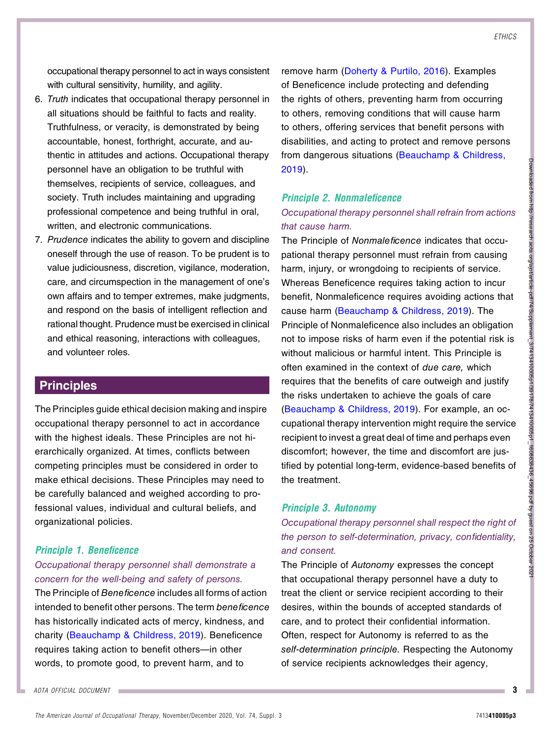occupational therapy personnel to act in ways consistent with cultural sensitivity, humility, and agility.

6. *Truth* indicates that occupational therapy personnel in all situations should be faithful to facts and reality. Truthfulness, or veracity, is demonstrated by being accountable, honest, forthright, accurate, and authentic in attitudes and actions. Occupational therapy personnel have an obligation to be truthful with themselves, recipients of service, colleagues, and society. Truth includes maintaining and upgrading professional competence and being truthful in oral, written, and electronic communications.
7. *Prudence* indicates the ability to govern and discipline oneself through the use of reason. To be prudent is to value judiciousness, discretion, vigilance, moderation, care, and circumspection in the management of one's own affairs and to temper extremes, make judgments, and respond on the basis of intelligent reflection and rational thought. Prudence must be exercised in clinical and ethical reasoning, interactions with colleagues, and volunteer roles.

## Principles

The Principles guide ethical decision making and inspire occupational therapy personnel to act in accordance with the highest ideals. These Principles are not hierarchically organized. At times, conflicts between competing principles must be considered in order to make ethical decisions. These Principles may need to be carefully balanced and weighed according to professional values, individual and cultural beliefs, and organizational policies.

### Principle 1. Beneficence

*Occupational therapy personnel shall demonstrate a concern for the well-being and safety of persons.*

The Principle of *Beneficence* includes all forms of action intended to benefit other persons. The term *beneficence* has historically indicated acts of mercy, kindness, and charity (Beauchamp & Childress, 2019). Beneficence requires taking action to benefit others—in other words, to promote good, to prevent harm, and to remove harm (Doherty & Purtilo, 2016). Examples of Beneficence include protecting and defending the rights of others, preventing harm from occurring to others, removing conditions that will cause harm to others, offering services that benefit persons with disabilities, and acting to protect and remove persons from dangerous situations (Beauchamp & Childress, 2019).

### Principle 2. Nonmaleficence

*Occupational therapy personnel shall refrain from actions that cause harm.*

The Principle of *Nonmaleficence* indicates that occupational therapy personnel must refrain from causing harm, injury, or wrongdoing to recipients of service. Whereas Beneficence requires taking action to incur benefit, Nonmaleficence requires avoiding actions that cause harm (Beauchamp & Childress, 2019). The Principle of Nonmaleficence also includes an obligation not to impose risks of harm even if the potential risk is without malicious or harmful intent. This Principle is often examined in the context of *due care,* which requires that the benefits of care outweigh and justify the risks undertaken to achieve the goals of care (Beauchamp & Childress, 2019). For example, an occupational therapy intervention might require the service recipient to invest a great deal of time and perhaps even discomfort; however, the time and discomfort are justified by potential long-term, evidence-based benefits of the treatment.

### Principle 3. Autonomy

*Occupational therapy personnel shall respect the right of the person to self-determination, privacy, confidentiality, and consent.*

The Principle of *Autonomy* expresses the concept that occupational therapy personnel have a duty to treat the client or service recipient according to their desires, within the bounds of accepted standards of care, and to protect their confidential information. Often, respect for Autonomy is referred to as the *self-determination principle.* Respecting the Autonomy of service recipients acknowledges their agency,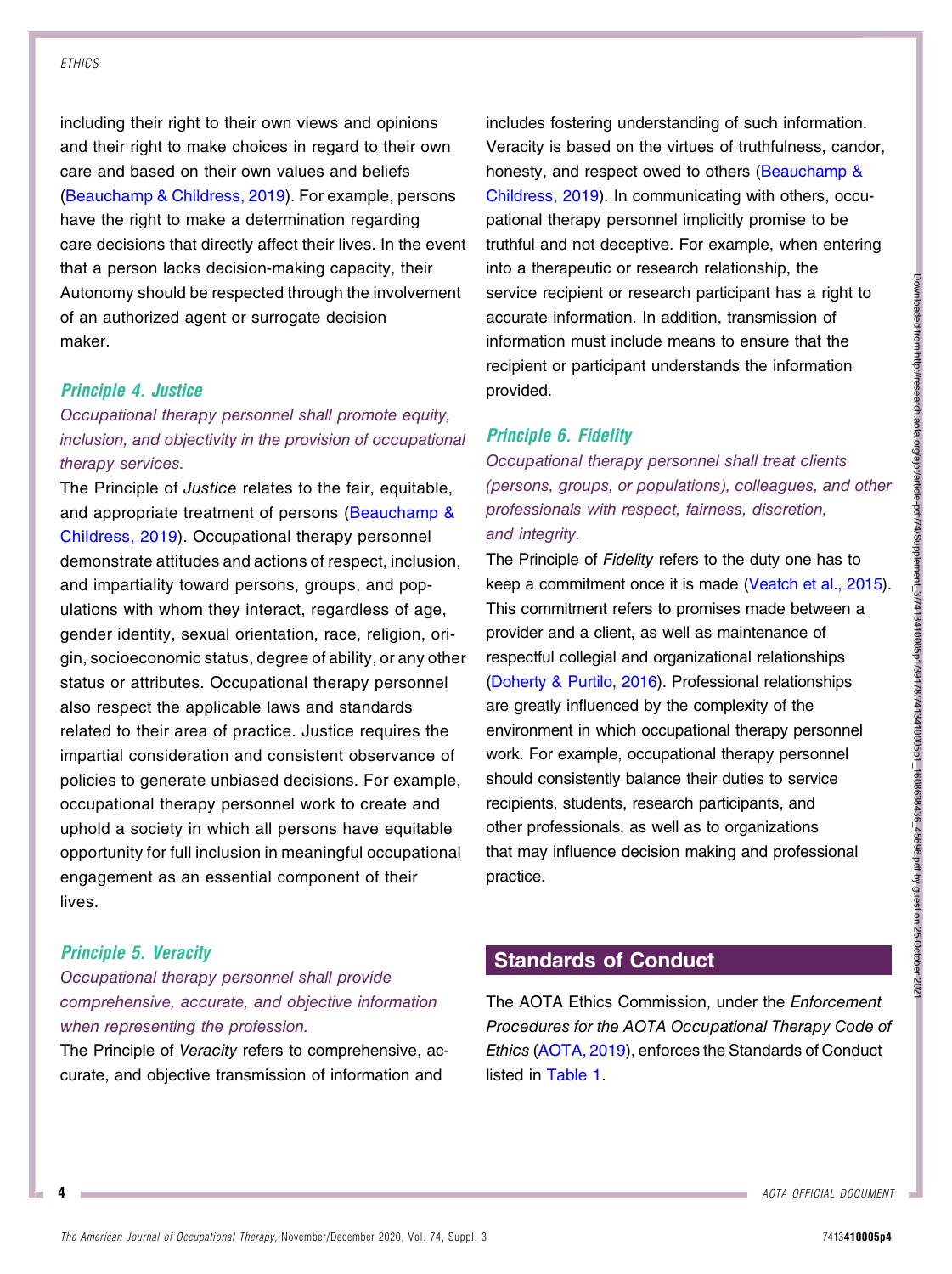including their right to their own views and opinions and their right to make choices in regard to their own care and based on their own values and beliefs (Beauchamp & Childress, 2019). For example, persons have the right to make a determination regarding care decisions that directly affect their lives. In the event that a person lacks decision-making capacity, their Autonomy should be respected through the involvement of an authorized agent or surrogate decision maker.

### *Principle 4. Justice*

*Occupational therapy personnel shall promote equity, inclusion, and objectivity in the provision of occupational therapy services.*

The Principle of *Justice* relates to the fair, equitable, and appropriate treatment of persons (Beauchamp & Childress, 2019). Occupational therapy personnel demonstrate attitudes and actions of respect, inclusion, and impartiality toward persons, groups, and populations with whom they interact, regardless of age, gender identity, sexual orientation, race, religion, origin, socioeconomic status, degree of ability, or any other status or attributes. Occupational therapy personnel also respect the applicable laws and standards related to their area of practice. Justice requires the impartial consideration and consistent observance of policies to generate unbiased decisions. For example, occupational therapy personnel work to create and uphold a society in which all persons have equitable opportunity for full inclusion in meaningful occupational engagement as an essential component of their lives.

### *Principle 5. Veracity*

*Occupational therapy personnel shall provide comprehensive, accurate, and objective information when representing the profession.*

The Principle of *Veracity* refers to comprehensive, accurate, and objective transmission of information and includes fostering understanding of such information. Veracity is based on the virtues of truthfulness, candor, honesty, and respect owed to others (Beauchamp & Childress, 2019). In communicating with others, occupational therapy personnel implicitly promise to be truthful and not deceptive. For example, when entering into a therapeutic or research relationship, the service recipient or research participant has a right to accurate information. In addition, transmission of information must include means to ensure that the recipient or participant understands the information provided.

### *Principle 6. Fidelity*

*Occupational therapy personnel shall treat clients (persons, groups, or populations), colleagues, and other professionals with respect, fairness, discretion, and integrity.*

The Principle of *Fidelity* refers to the duty one has to keep a commitment once it is made (Veatch et al., 2015). This commitment refers to promises made between a provider and a client, as well as maintenance of respectful collegial and organizational relationships (Doherty & Purtilo, 2016). Professional relationships are greatly influenced by the complexity of the environment in which occupational therapy personnel work. For example, occupational therapy personnel should consistently balance their duties to service recipients, students, research participants, and other professionals, as well as to organizations that may influence decision making and professional practice.

## Standards of Conduct

The AOTA Ethics Commission, under the *Enforcement Procedures for the AOTA Occupational Therapy Code of Ethics* (AOTA, 2019), enforces the Standards of Conduct listed in Table 1.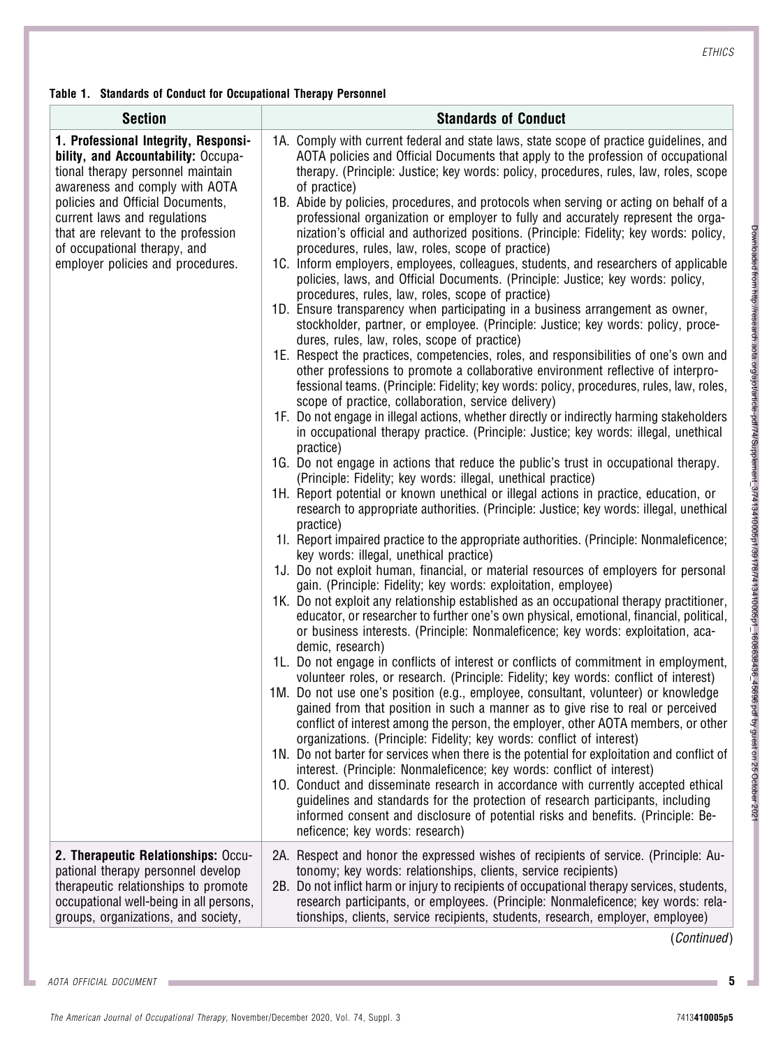**Table 1. Standards of Conduct for Occupational Therapy Personnel**

| Section | Standards of Conduct |
| --- | --- |
| **1. Professional Integrity, Responsibility, and Accountability:** Occupational therapy personnel maintain awareness and comply with AOTA policies and Official Documents, current laws and regulations that are relevant to the profession of occupational therapy, and employer policies and procedures. | 1A. Comply with current federal and state laws, state scope of practice guidelines, and AOTA policies and Official Documents that apply to the profession of occupational therapy. (Principle: Justice; key words: policy, procedures, rules, law, roles, scope of practice)<br>1B. Abide by policies, procedures, and protocols when serving or acting on behalf of a professional organization or employer to fully and accurately represent the organization's official and authorized positions. (Principle: Fidelity; key words: policy, procedures, rules, law, roles, scope of practice)<br>1C. Inform employers, employees, colleagues, students, and researchers of applicable policies, laws, and Official Documents. (Principle: Justice; key words: policy, procedures, rules, law, roles, scope of practice)<br>1D. Ensure transparency when participating in a business arrangement as owner, stockholder, partner, or employee. (Principle: Justice; key words: policy, procedures, rules, law, roles, scope of practice)<br>1E. Respect the practices, competencies, roles, and responsibilities of one's own and other professions to promote a collaborative environment reflective of interprofessional teams. (Principle: Fidelity; key words: policy, procedures, rules, law, roles, scope of practice, collaboration, service delivery)<br>1F. Do not engage in illegal actions, whether directly or indirectly harming stakeholders in occupational therapy practice. (Principle: Justice; key words: illegal, unethical practice)<br>1G. Do not engage in actions that reduce the public's trust in occupational therapy. (Principle: Fidelity; key words: illegal, unethical practice)<br>1H. Report potential or known unethical or illegal actions in practice, education, or research to appropriate authorities. (Principle: Justice; key words: illegal, unethical practice)<br>1I. Report impaired practice to the appropriate authorities. (Principle: Nonmaleficence; key words: illegal, unethical practice)<br>1J. Do not exploit human, financial, or material resources of employers for personal gain. (Principle: Fidelity; key words: exploitation, employee)<br>1K. Do not exploit any relationship established as an occupational therapy practitioner, educator, or researcher to further one's own physical, emotional, financial, political, or business interests. (Principle: Nonmaleficence; key words: exploitation, academic, research)<br>1L. Do not engage in conflicts of interest or conflicts of commitment in employment, volunteer roles, or research. (Principle: Fidelity; key words: conflict of interest)<br>1M. Do not use one's position (e.g., employee, consultant, volunteer) or knowledge gained from that position in such a manner as to give rise to real or perceived conflict of interest among the person, the employer, other AOTA members, or other organizations. (Principle: Fidelity; key words: conflict of interest)<br>1N. Do not barter for services when there is the potential for exploitation and conflict of interest. (Principle: Nonmaleficence; key words: conflict of interest)<br>1O. Conduct and disseminate research in accordance with currently accepted ethical guidelines and standards for the protection of research participants, including informed consent and disclosure of potential risks and benefits. (Principle: Beneficence; key words: research) |
| **2. Therapeutic Relationships:** Occupational therapy personnel develop therapeutic relationships to promote occupational well-being in all persons, groups, organizations, and society, | 2A. Respect and honor the expressed wishes of recipients of service. (Principle: Autonomy; key words: relationships, clients, service recipients)<br>2B. Do not inflict harm or injury to recipients of occupational therapy services, students, research participants, or employees. (Principle: Nonmaleficence; key words: relationships, clients, service recipients, students, research, employer, employee) |

(*Continued*)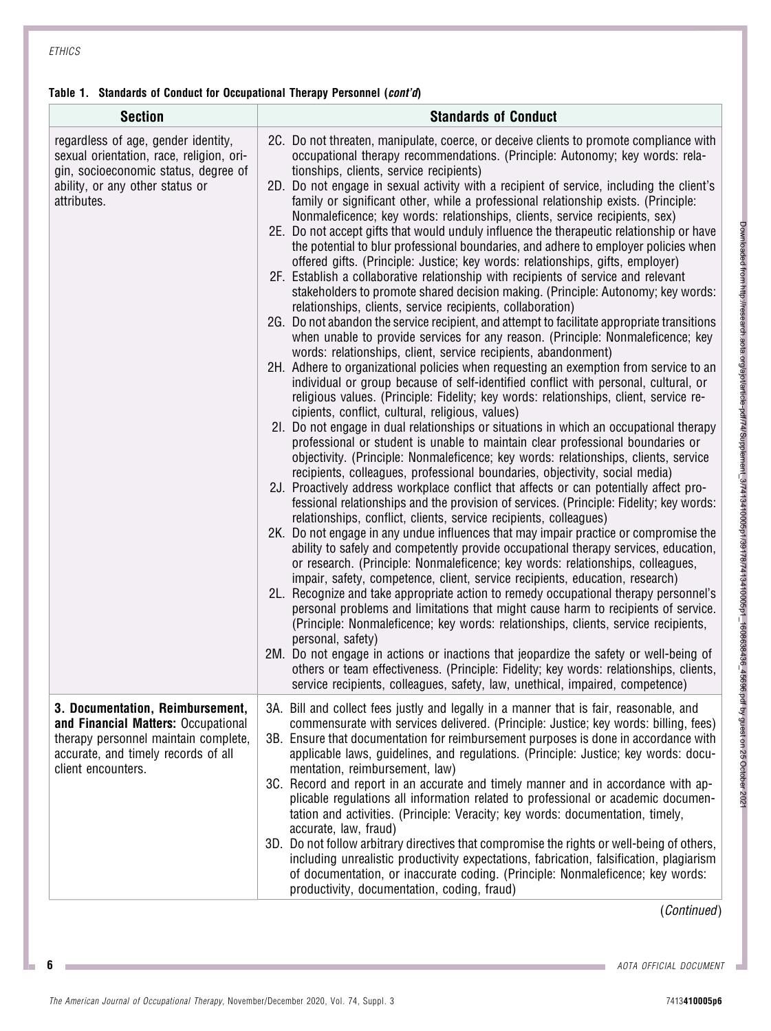**Table 1. Standards of Conduct for Occupational Therapy Personnel (*cont'd*)**

| Section | Standards of Conduct |
| --- | --- |
| regardless of age, gender identity, sexual orientation, race, religion, origin, socioeconomic status, degree of ability, or any other status or attributes. | 2C. Do not threaten, manipulate, coerce, or deceive clients to promote compliance with occupational therapy recommendations. (Principle: Autonomy; key words: relationships, clients, service recipients)<br>2D. Do not engage in sexual activity with a recipient of service, including the client's family or significant other, while a professional relationship exists. (Principle: Nonmaleficence; key words: relationships, clients, service recipients, sex)<br>2E. Do not accept gifts that would unduly influence the therapeutic relationship or have the potential to blur professional boundaries, and adhere to employer policies when offered gifts. (Principle: Justice; key words: relationships, gifts, employer)<br>2F. Establish a collaborative relationship with recipients of service and relevant stakeholders to promote shared decision making. (Principle: Autonomy; key words: relationships, clients, service recipients, collaboration)<br>2G. Do not abandon the service recipient, and attempt to facilitate appropriate transitions when unable to provide services for any reason. (Principle: Nonmaleficence; key words: relationships, client, service recipients, abandonment)<br>2H. Adhere to organizational policies when requesting an exemption from service to an individual or group because of self-identified conflict with personal, cultural, or religious values. (Principle: Fidelity; key words: relationships, client, service recipients, conflict, cultural, religious, values)<br>2I. Do not engage in dual relationships or situations in which an occupational therapy professional or student is unable to maintain clear professional boundaries or objectivity. (Principle: Nonmaleficence; key words: relationships, clients, service recipients, colleagues, professional boundaries, objectivity, social media)<br>2J. Proactively address workplace conflict that affects or can potentially affect professional relationships and the provision of services. (Principle: Fidelity; key words: relationships, conflict, clients, service recipients, colleagues)<br>2K. Do not engage in any undue influences that may impair practice or compromise the ability to safely and competently provide occupational therapy services, education, or research. (Principle: Nonmaleficence; key words: relationships, colleagues, impair, safety, competence, client, service recipients, education, research)<br>2L. Recognize and take appropriate action to remedy occupational therapy personnel's personal problems and limitations that might cause harm to recipients of service. (Principle: Nonmaleficence; key words: relationships, clients, service recipients, personal, safety)<br>2M. Do not engage in actions or inactions that jeopardize the safety or well-being of others or team effectiveness. (Principle: Fidelity; key words: relationships, clients, service recipients, colleagues, safety, law, unethical, impaired, competence) |
| **3. Documentation, Reimbursement, and Financial Matters:** Occupational therapy personnel maintain complete, accurate, and timely records of all client encounters. | 3A. Bill and collect fees justly and legally in a manner that is fair, reasonable, and commensurate with services delivered. (Principle: Justice; key words: billing, fees)<br>3B. Ensure that documentation for reimbursement purposes is done in accordance with applicable laws, guidelines, and regulations. (Principle: Justice; key words: documentation, reimbursement, law)<br>3C. Record and report in an accurate and timely manner and in accordance with applicable regulations all information related to professional or academic documentation and activities. (Principle: Veracity; key words: documentation, timely, accurate, law, fraud)<br>3D. Do not follow arbitrary directives that compromise the rights or well-being of others, including unrealistic productivity expectations, fabrication, falsification, plagiarism of documentation, or inaccurate coding. (Principle: Nonmaleficence; key words: productivity, documentation, coding, fraud) |

(*Continued*)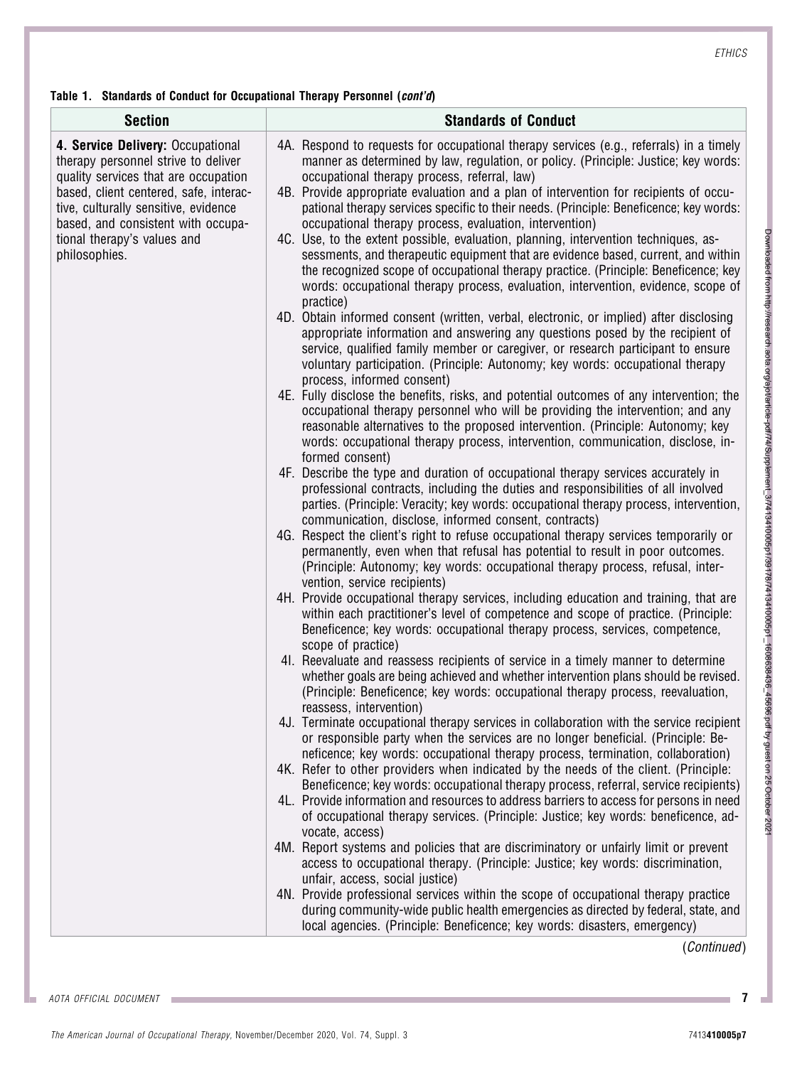**Table 1. Standards of Conduct for Occupational Therapy Personnel (*cont'd*)**

| Section | Standards of Conduct |
|---|---|
| **4. Service Delivery:** Occupational therapy personnel strive to deliver quality services that are occupation based, client centered, safe, interactive, culturally sensitive, evidence based, and consistent with occupational therapy's values and philosophies. | 4A. Respond to requests for occupational therapy services (e.g., referrals) in a timely manner as determined by law, regulation, or policy. (Principle: Justice; key words: occupational therapy process, referral, law)<br>4B. Provide appropriate evaluation and a plan of intervention for recipients of occupational therapy services specific to their needs. (Principle: Beneficence; key words: occupational therapy process, evaluation, intervention)<br>4C. Use, to the extent possible, evaluation, planning, intervention techniques, assessments, and therapeutic equipment that are evidence based, current, and within the recognized scope of occupational therapy practice. (Principle: Beneficence; key words: occupational therapy process, evaluation, intervention, evidence, scope of practice)<br>4D. Obtain informed consent (written, verbal, electronic, or implied) after disclosing appropriate information and answering any questions posed by the recipient of service, qualified family member or caregiver, or research participant to ensure voluntary participation. (Principle: Autonomy; key words: occupational therapy process, informed consent)<br>4E. Fully disclose the benefits, risks, and potential outcomes of any intervention; the occupational therapy personnel who will be providing the intervention; and any reasonable alternatives to the proposed intervention. (Principle: Autonomy; key words: occupational therapy process, intervention, communication, disclose, informed consent)<br>4F. Describe the type and duration of occupational therapy services accurately in professional contracts, including the duties and responsibilities of all involved parties. (Principle: Veracity; key words: occupational therapy process, intervention, communication, disclose, informed consent, contracts)<br>4G. Respect the client's right to refuse occupational therapy services temporarily or permanently, even when that refusal has potential to result in poor outcomes. (Principle: Autonomy; key words: occupational therapy process, refusal, intervention, service recipients)<br>4H. Provide occupational therapy services, including education and training, that are within each practitioner's level of competence and scope of practice. (Principle: Beneficence; key words: occupational therapy process, services, competence, scope of practice)<br>4I. Reevaluate and reassess recipients of service in a timely manner to determine whether goals are being achieved and whether intervention plans should be revised. (Principle: Beneficence; key words: occupational therapy process, reevaluation, reassess, intervention)<br>4J. Terminate occupational therapy services in collaboration with the service recipient or responsible party when the services are no longer beneficial. (Principle: Beneficence; key words: occupational therapy process, termination, collaboration)<br>4K. Refer to other providers when indicated by the needs of the client. (Principle: Beneficence; key words: occupational therapy process, referral, service recipients)<br>4L. Provide information and resources to address barriers to access for persons in need of occupational therapy services. (Principle: Justice; key words: beneficence, advocate, access)<br>4M. Report systems and policies that are discriminatory or unfairly limit or prevent access to occupational therapy. (Principle: Justice; key words: discrimination, unfair, access, social justice)<br>4N. Provide professional services within the scope of occupational therapy practice during community-wide public health emergencies as directed by federal, state, and local agencies. (Principle: Beneficence; key words: disasters, emergency) |

(*Continued*)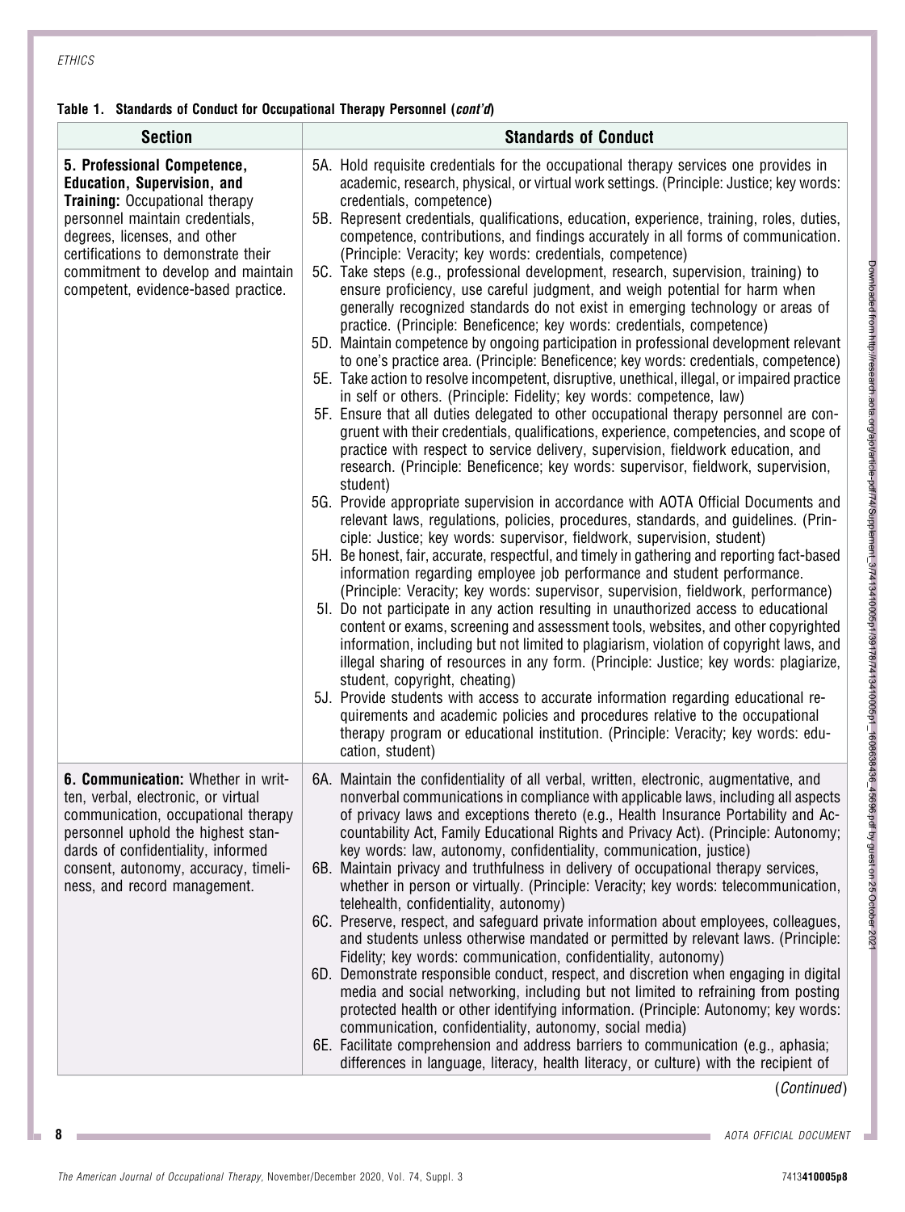**Table 1. Standards of Conduct for Occupational Therapy Personnel (*cont'd*)**

| Section | Standards of Conduct |
|---|---|
| **5. Professional Competence, Education, Supervision, and Training:** Occupational therapy personnel maintain credentials, degrees, licenses, and other certifications to demonstrate their commitment to develop and maintain competent, evidence-based practice. | 5A. Hold requisite credentials for the occupational therapy services one provides in academic, research, physical, or virtual work settings. (Principle: Justice; key words: credentials, competence)<br>5B. Represent credentials, qualifications, education, experience, training, roles, duties, competence, contributions, and findings accurately in all forms of communication. (Principle: Veracity; key words: credentials, competence)<br>5C. Take steps (e.g., professional development, research, supervision, training) to ensure proficiency, use careful judgment, and weigh potential for harm when generally recognized standards do not exist in emerging technology or areas of practice. (Principle: Beneficence; key words: credentials, competence)<br>5D. Maintain competence by ongoing participation in professional development relevant to one's practice area. (Principle: Beneficence; key words: credentials, competence)<br>5E. Take action to resolve incompetent, disruptive, unethical, illegal, or impaired practice in self or others. (Principle: Fidelity; key words: competence, law)<br>5F. Ensure that all duties delegated to other occupational therapy personnel are congruent with their credentials, qualifications, experience, competencies, and scope of practice with respect to service delivery, supervision, fieldwork education, and research. (Principle: Beneficence; key words: supervisor, fieldwork, supervision, student)<br>5G. Provide appropriate supervision in accordance with AOTA Official Documents and relevant laws, regulations, policies, procedures, standards, and guidelines. (Principle: Justice; key words: supervisor, fieldwork, supervision, student)<br>5H. Be honest, fair, accurate, respectful, and timely in gathering and reporting fact-based information regarding employee job performance and student performance. (Principle: Veracity; key words: supervisor, supervision, fieldwork, performance)<br>5I. Do not participate in any action resulting in unauthorized access to educational content or exams, screening and assessment tools, websites, and other copyrighted information, including but not limited to plagiarism, violation of copyright laws, and illegal sharing of resources in any form. (Principle: Justice; key words: plagiarize, student, copyright, cheating)<br>5J. Provide students with access to accurate information regarding educational requirements and academic policies and procedures relative to the occupational therapy program or educational institution. (Principle: Veracity; key words: education, student) |
| **6. Communication:** Whether in written, verbal, electronic, or virtual communication, occupational therapy personnel uphold the highest standards of confidentiality, informed consent, autonomy, accuracy, timeliness, and record management. | 6A. Maintain the confidentiality of all verbal, written, electronic, augmentative, and nonverbal communications in compliance with applicable laws, including all aspects of privacy laws and exceptions thereto (e.g., Health Insurance Portability and Accountability Act, Family Educational Rights and Privacy Act). (Principle: Autonomy; key words: law, autonomy, confidentiality, communication, justice)<br>6B. Maintain privacy and truthfulness in delivery of occupational therapy services, whether in person or virtually. (Principle: Veracity; key words: telecommunication, telehealth, confidentiality, autonomy)<br>6C. Preserve, respect, and safeguard private information about employees, colleagues, and students unless otherwise mandated or permitted by relevant laws. (Principle: Fidelity; key words: communication, confidentiality, autonomy)<br>6D. Demonstrate responsible conduct, respect, and discretion when engaging in digital media and social networking, including but not limited to refraining from posting protected health or other identifying information. (Principle: Autonomy; key words: communication, confidentiality, autonomy, social media)<br>6E. Facilitate comprehension and address barriers to communication (e.g., aphasia; differences in language, literacy, health literacy, or culture) with the recipient of |

(*Continued*)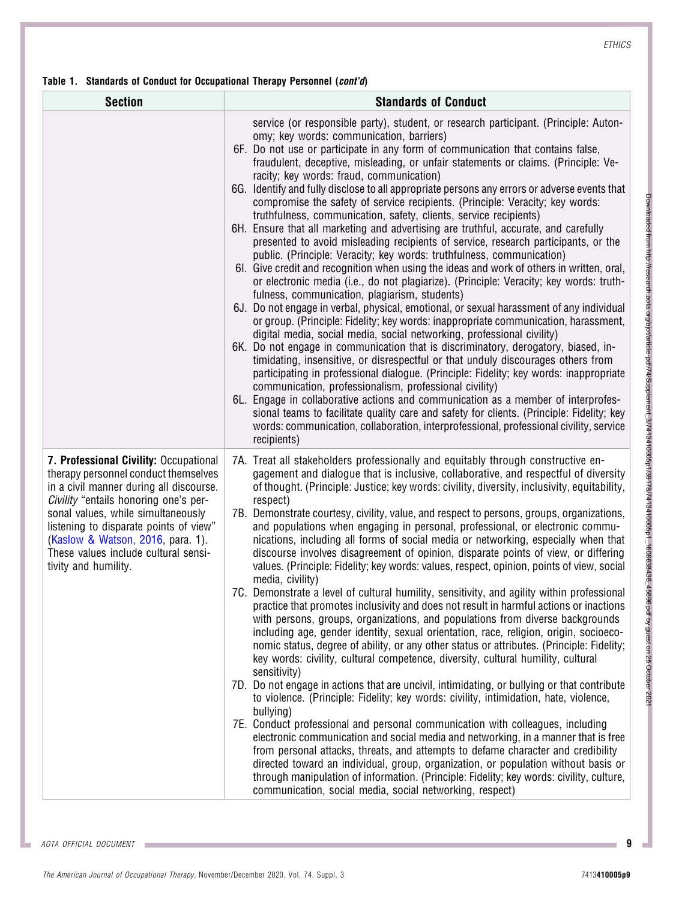**Table 1. Standards of Conduct for Occupational Therapy Personnel (*cont'd*)**

| Section | Standards of Conduct |
|---|---|
| | service (or responsible party), student, or research participant. (Principle: Autonomy; key words: communication, barriers)<br>6F. Do not use or participate in any form of communication that contains false, fraudulent, deceptive, misleading, or unfair statements or claims. (Principle: Veracity; key words: fraud, communication)<br>6G. Identify and fully disclose to all appropriate persons any errors or adverse events that compromise the safety of service recipients. (Principle: Veracity; key words: truthfulness, communication, safety, clients, service recipients)<br>6H. Ensure that all marketing and advertising are truthful, accurate, and carefully presented to avoid misleading recipients of service, research participants, or the public. (Principle: Veracity; key words: truthfulness, communication)<br>6I. Give credit and recognition when using the ideas and work of others in written, oral, or electronic media (i.e., do not plagiarize). (Principle: Veracity; key words: truthfulness, communication, plagiarism, students)<br>6J. Do not engage in verbal, physical, emotional, or sexual harassment of any individual or group. (Principle: Fidelity; key words: inappropriate communication, harassment, digital media, social media, social networking, professional civility)<br>6K. Do not engage in communication that is discriminatory, derogatory, biased, intimidating, insensitive, or disrespectful or that unduly discourages others from participating in professional dialogue. (Principle: Fidelity; key words: inappropriate communication, professionalism, professional civility)<br>6L. Engage in collaborative actions and communication as a member of interprofessional teams to facilitate quality care and safety for clients. (Principle: Fidelity; key words: communication, collaboration, interprofessional, professional civility, service recipients) |
| **7. Professional Civility:** Occupational therapy personnel conduct themselves in a civil manner during all discourse. *Civility* "entails honoring one's personal values, while simultaneously listening to disparate points of view" (Kaslow & Watson, 2016, para. 1). These values include cultural sensitivity and humility. | 7A. Treat all stakeholders professionally and equitably through constructive engagement and dialogue that is inclusive, collaborative, and respectful of diversity of thought. (Principle: Justice; key words: civility, diversity, inclusivity, equitability, respect)<br>7B. Demonstrate courtesy, civility, value, and respect to persons, groups, organizations, and populations when engaging in personal, professional, or electronic communications, including all forms of social media or networking, especially when that discourse involves disagreement of opinion, disparate points of view, or differing values. (Principle: Fidelity; key words: values, respect, opinion, points of view, social media, civility)<br>7C. Demonstrate a level of cultural humility, sensitivity, and agility within professional practice that promotes inclusivity and does not result in harmful actions or inactions with persons, groups, organizations, and populations from diverse backgrounds including age, gender identity, sexual orientation, race, religion, origin, socioeconomic status, degree of ability, or any other status or attributes. (Principle: Fidelity; key words: civility, cultural competence, diversity, cultural humility, cultural sensitivity)<br>7D. Do not engage in actions that are uncivil, intimidating, or bullying or that contribute to violence. (Principle: Fidelity; key words: civility, intimidation, hate, violence, bullying)<br>7E. Conduct professional and personal communication with colleagues, including electronic communication and social media and networking, in a manner that is free from personal attacks, threats, and attempts to defame character and credibility directed toward an individual, group, organization, or population without basis or through manipulation of information. (Principle: Fidelity; key words: civility, culture, communication, social media, social networking, respect) |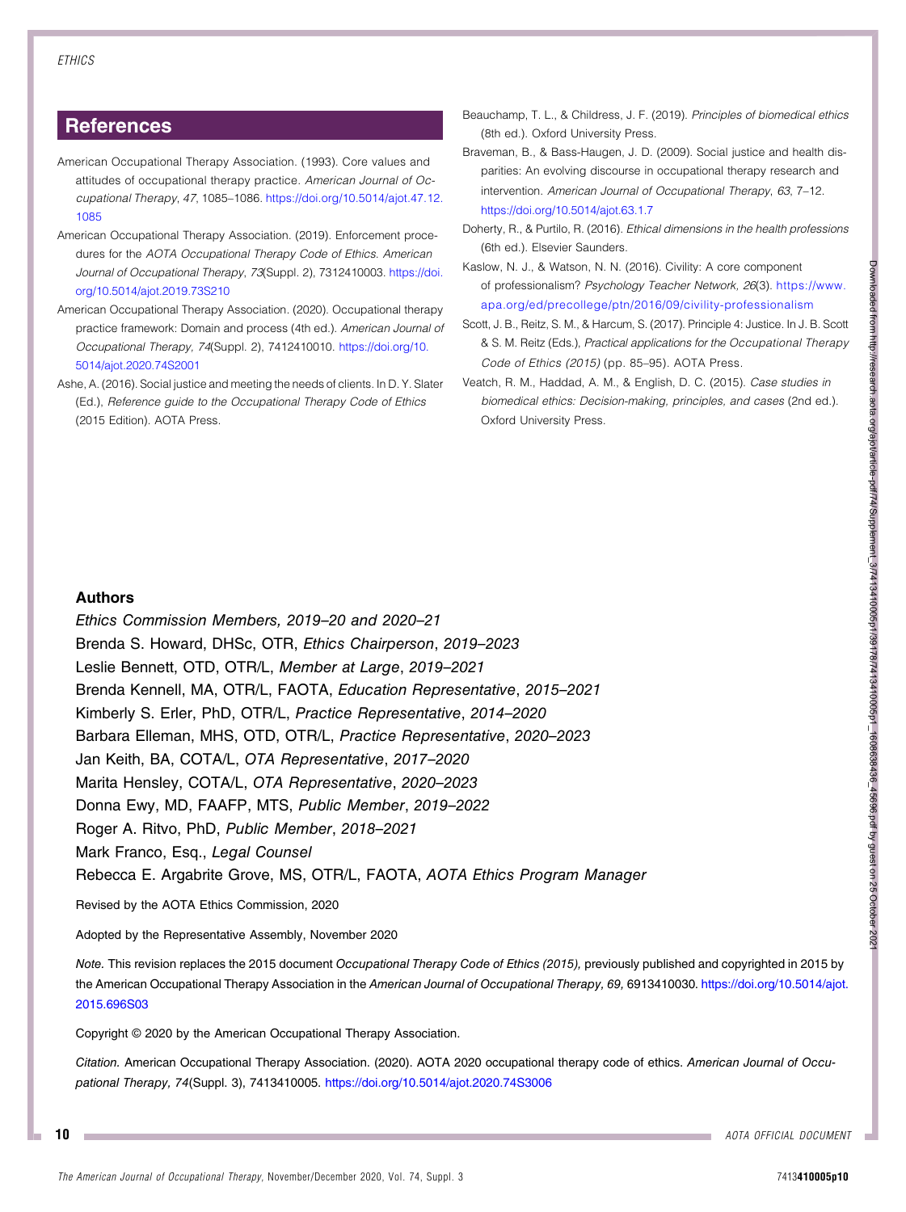## References

American Occupational Therapy Association. (1993). Core values and attitudes of occupational therapy practice. *American Journal of Occupational Therapy*, *47*, 1085–1086. https://doi.org/10.5014/ajot.47.12.1085

American Occupational Therapy Association. (2019). Enforcement procedures for the *AOTA Occupational Therapy Code of Ethics*. *American Journal of Occupational Therapy*, *73*(Suppl. 2), 7312410003. https://doi.org/10.5014/ajot.2019.73S210

American Occupational Therapy Association. (2020). Occupational therapy practice framework: Domain and process (4th ed.). *American Journal of Occupational Therapy*, *74*(Suppl. 2), 7412410010. https://doi.org/10.5014/ajot.2020.74S2001

Ashe, A. (2016). Social justice and meeting the needs of clients. In D. Y. Slater (Ed.), *Reference guide to the Occupational Therapy Code of Ethics* (2015 Edition). AOTA Press.

Beauchamp, T. L., & Childress, J. F. (2019). *Principles of biomedical ethics* (8th ed.). Oxford University Press.

Braveman, B., & Bass-Haugen, J. D. (2009). Social justice and health disparities: An evolving discourse in occupational therapy research and intervention. *American Journal of Occupational Therapy*, *63*, 7–12. https://doi.org/10.5014/ajot.63.1.7

Doherty, R., & Purtilo, R. (2016). *Ethical dimensions in the health professions* (6th ed.). Elsevier Saunders.

Kaslow, N. J., & Watson, N. N. (2016). Civility: A core component of professionalism? *Psychology Teacher Network*, *26*(3). https://www.apa.org/ed/precollege/ptn/2016/09/civility-professionalism

Scott, J. B., Reitz, S. M., & Harcum, S. (2017). Principle 4: Justice. In J. B. Scott & S. M. Reitz (Eds.), *Practical applications for the Occupational Therapy Code of Ethics (2015)* (pp. 85–95). AOTA Press.

Veatch, R. M., Haddad, A. M., & English, D. C. (2015). *Case studies in biomedical ethics: Decision-making, principles, and cases* (2nd ed.). Oxford University Press.

### Authors

*Ethics Commission Members, 2019–20 and 2020–21*

Brenda S. Howard, DHSc, OTR, *Ethics Chairperson*, *2019–2023*

Leslie Bennett, OTD, OTR/L, *Member at Large*, *2019–2021*

Brenda Kennell, MA, OTR/L, FAOTA, *Education Representative*, *2015–2021*

Kimberly S. Erler, PhD, OTR/L, *Practice Representative*, *2014–2020*

Barbara Elleman, MHS, OTD, OTR/L, *Practice Representative*, *2020–2023*

Jan Keith, BA, COTA/L, *OTA Representative*, *2017–2020*

Marita Hensley, COTA/L, *OTA Representative*, *2020–2023*

Donna Ewy, MD, FAAFP, MTS, *Public Member*, *2019–2022*

Roger A. Ritvo, PhD, *Public Member*, *2018–2021*

Mark Franco, Esq., *Legal Counsel*

Rebecca E. Argabrite Grove, MS, OTR/L, FAOTA, *AOTA Ethics Program Manager*

Revised by the AOTA Ethics Commission, 2020

Adopted by the Representative Assembly, November 2020

*Note.* This revision replaces the 2015 document *Occupational Therapy Code of Ethics (2015),* previously published and copyrighted in 2015 by the American Occupational Therapy Association in the *American Journal of Occupational Therapy, 69,* 6913410030. https://doi.org/10.5014/ajot.2015.696S03

Copyright © 2020 by the American Occupational Therapy Association.

*Citation.* American Occupational Therapy Association. (2020). AOTA 2020 occupational therapy code of ethics. *American Journal of Occupational Therapy*, *74*(Suppl. 3), 7413410005. https://doi.org/10.5014/ajot.2020.74S3006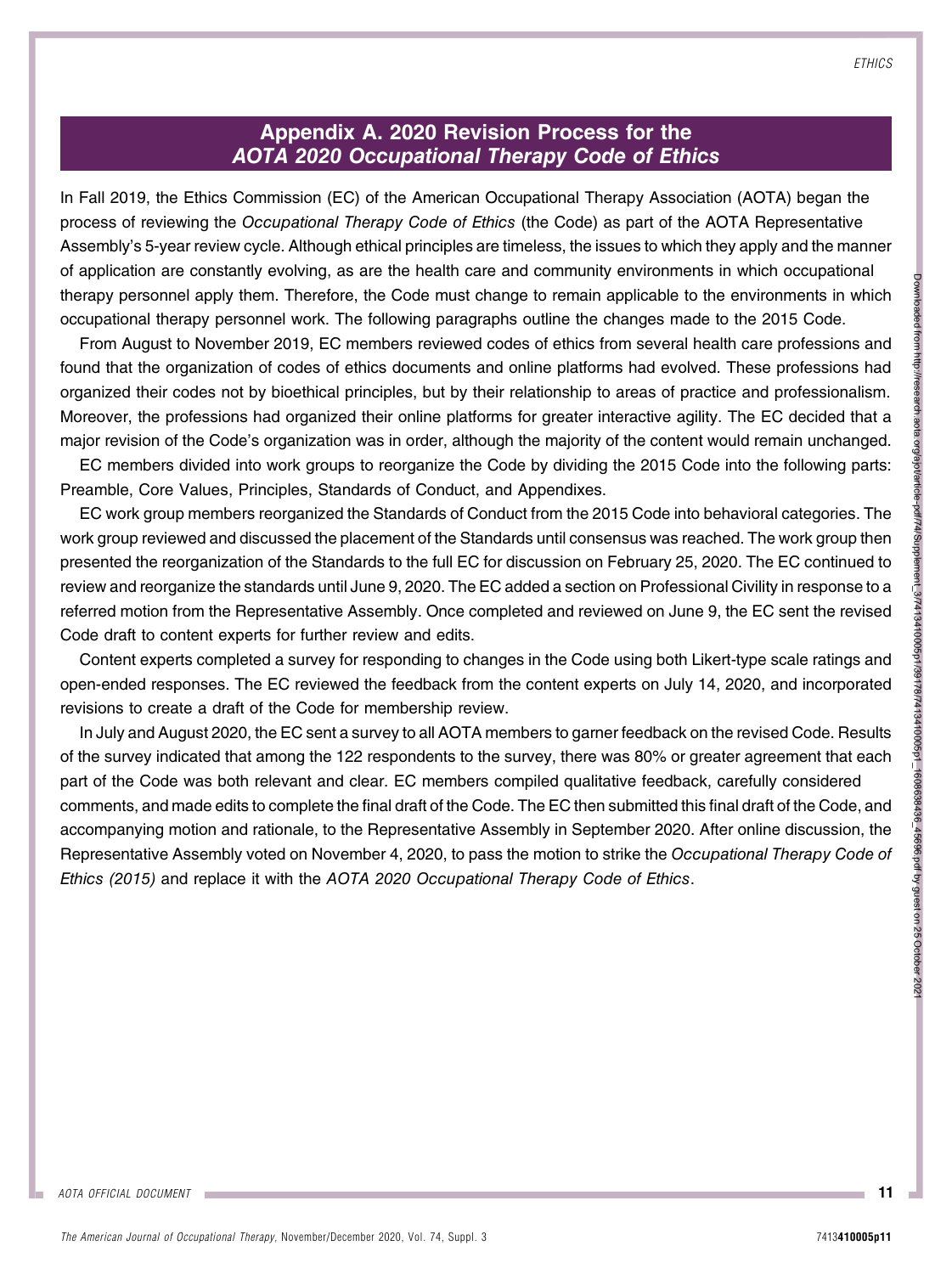## Appendix A. 2020 Revision Process for the *AOTA 2020 Occupational Therapy Code of Ethics*

In Fall 2019, the Ethics Commission (EC) of the American Occupational Therapy Association (AOTA) began the process of reviewing the *Occupational Therapy Code of Ethics* (the Code) as part of the AOTA Representative Assembly's 5-year review cycle. Although ethical principles are timeless, the issues to which they apply and the manner of application are constantly evolving, as are the health care and community environments in which occupational therapy personnel apply them. Therefore, the Code must change to remain applicable to the environments in which occupational therapy personnel work. The following paragraphs outline the changes made to the 2015 Code.

From August to November 2019, EC members reviewed codes of ethics from several health care professions and found that the organization of codes of ethics documents and online platforms had evolved. These professions had organized their codes not by bioethical principles, but by their relationship to areas of practice and professionalism. Moreover, the professions had organized their online platforms for greater interactive agility. The EC decided that a major revision of the Code's organization was in order, although the majority of the content would remain unchanged.

EC members divided into work groups to reorganize the Code by dividing the 2015 Code into the following parts: Preamble, Core Values, Principles, Standards of Conduct, and Appendixes.

EC work group members reorganized the Standards of Conduct from the 2015 Code into behavioral categories. The work group reviewed and discussed the placement of the Standards until consensus was reached. The work group then presented the reorganization of the Standards to the full EC for discussion on February 25, 2020. The EC continued to review and reorganize the standards until June 9, 2020. The EC added a section on Professional Civility in response to a referred motion from the Representative Assembly. Once completed and reviewed on June 9, the EC sent the revised Code draft to content experts for further review and edits.

Content experts completed a survey for responding to changes in the Code using both Likert-type scale ratings and open-ended responses. The EC reviewed the feedback from the content experts on July 14, 2020, and incorporated revisions to create a draft of the Code for membership review.

In July and August 2020, the EC sent a survey to all AOTA members to garner feedback on the revised Code. Results of the survey indicated that among the 122 respondents to the survey, there was 80% or greater agreement that each part of the Code was both relevant and clear. EC members compiled qualitative feedback, carefully considered comments, and made edits to complete the final draft of the Code. The EC then submitted this final draft of the Code, and accompanying motion and rationale, to the Representative Assembly in September 2020. After online discussion, the Representative Assembly voted on November 4, 2020, to pass the motion to strike the *Occupational Therapy Code of Ethics (2015)* and replace it with the *AOTA 2020 Occupational Therapy Code of Ethics*.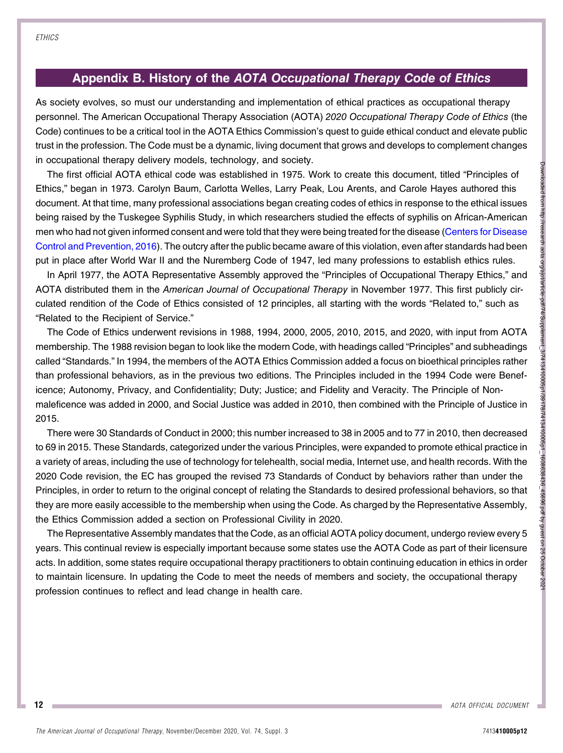## Appendix B. History of the *AOTA Occupational Therapy Code of Ethics*

As society evolves, so must our understanding and implementation of ethical practices as occupational therapy personnel. The American Occupational Therapy Association (AOTA) *2020 Occupational Therapy Code of Ethics* (the Code) continues to be a critical tool in the AOTA Ethics Commission's quest to guide ethical conduct and elevate public trust in the profession. The Code must be a dynamic, living document that grows and develops to complement changes in occupational therapy delivery models, technology, and society.

The first official AOTA ethical code was established in 1975. Work to create this document, titled "Principles of Ethics," began in 1973. Carolyn Baum, Carlotta Welles, Larry Peak, Lou Arents, and Carole Hayes authored this document. At that time, many professional associations began creating codes of ethics in response to the ethical issues being raised by the Tuskegee Syphilis Study, in which researchers studied the effects of syphilis on African-American men who had not given informed consent and were told that they were being treated for the disease (Centers for Disease Control and Prevention, 2016). The outcry after the public became aware of this violation, even after standards had been put in place after World War II and the Nuremberg Code of 1947, led many professions to establish ethics rules.

In April 1977, the AOTA Representative Assembly approved the "Principles of Occupational Therapy Ethics," and AOTA distributed them in the *American Journal of Occupational Therapy* in November 1977. This first publicly circulated rendition of the Code of Ethics consisted of 12 principles, all starting with the words "Related to," such as "Related to the Recipient of Service."

The Code of Ethics underwent revisions in 1988, 1994, 2000, 2005, 2010, 2015, and 2020, with input from AOTA membership. The 1988 revision began to look like the modern Code, with headings called "Principles" and subheadings called "Standards." In 1994, the members of the AOTA Ethics Commission added a focus on bioethical principles rather than professional behaviors, as in the previous two editions. The Principles included in the 1994 Code were Beneficence; Autonomy, Privacy, and Confidentiality; Duty; Justice; and Fidelity and Veracity. The Principle of Nonmaleficence was added in 2000, and Social Justice was added in 2010, then combined with the Principle of Justice in 2015.

There were 30 Standards of Conduct in 2000; this number increased to 38 in 2005 and to 77 in 2010, then decreased to 69 in 2015. These Standards, categorized under the various Principles, were expanded to promote ethical practice in a variety of areas, including the use of technology for telehealth, social media, Internet use, and health records. With the 2020 Code revision, the EC has grouped the revised 73 Standards of Conduct by behaviors rather than under the Principles, in order to return to the original concept of relating the Standards to desired professional behaviors, so that they are more easily accessible to the membership when using the Code. As charged by the Representative Assembly, the Ethics Commission added a section on Professional Civility in 2020.

The Representative Assembly mandates that the Code, as an official AOTA policy document, undergo review every 5 years. This continual review is especially important because some states use the AOTA Code as part of their licensure acts. In addition, some states require occupational therapy practitioners to obtain continuing education in ethics in order to maintain licensure. In updating the Code to meet the needs of members and society, the occupational therapy profession continues to reflect and lead change in health care.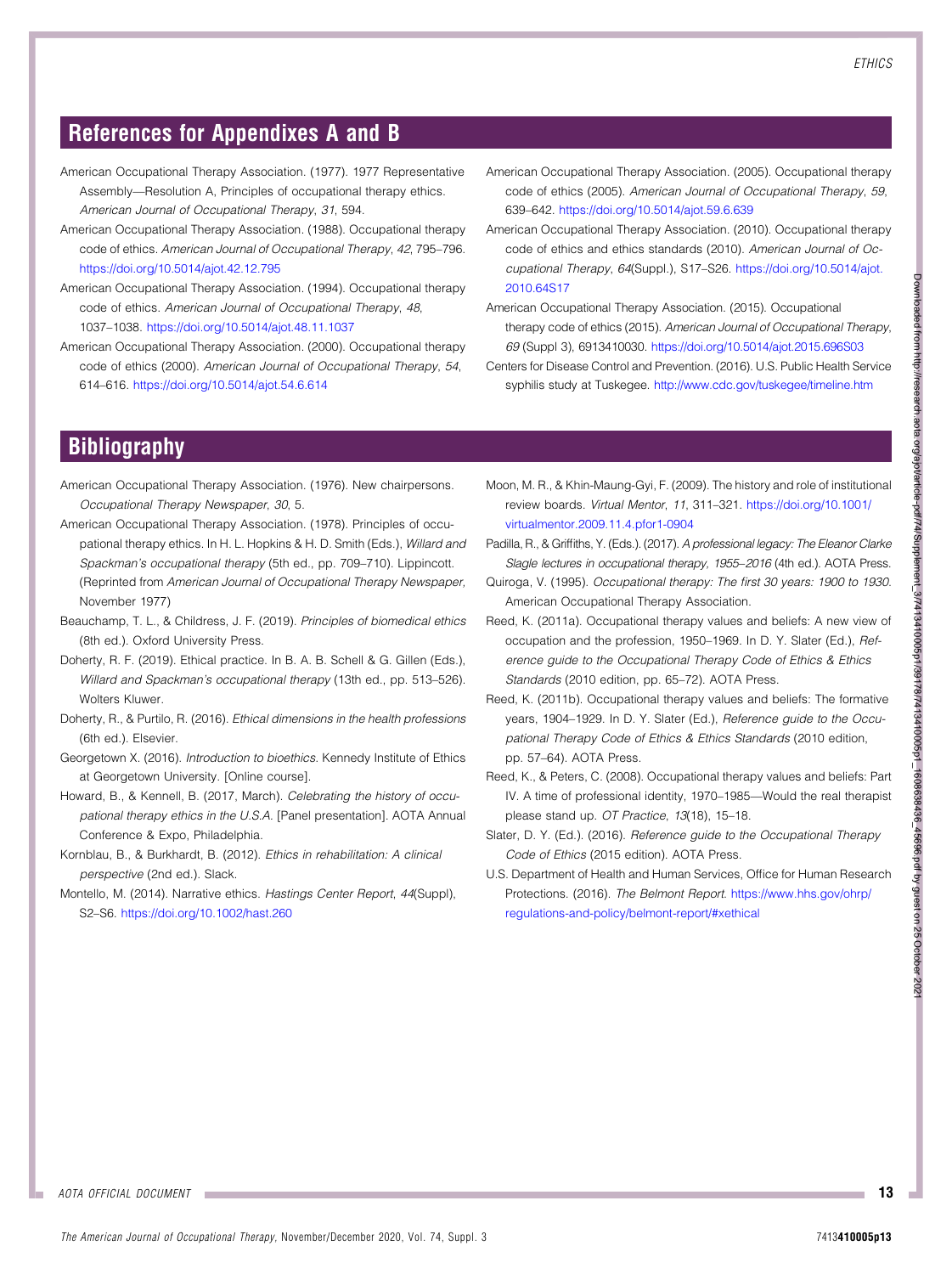## References for Appendixes A and B

American Occupational Therapy Association. (1977). 1977 Representative Assembly—Resolution A, Principles of occupational therapy ethics. *American Journal of Occupational Therapy*, *31*, 594.

American Occupational Therapy Association. (1988). Occupational therapy code of ethics. *American Journal of Occupational Therapy*, *42*, 795–796. https://doi.org/10.5014/ajot.42.12.795

American Occupational Therapy Association. (1994). Occupational therapy code of ethics. *American Journal of Occupational Therapy*, *48*, 1037–1038. https://doi.org/10.5014/ajot.48.11.1037

American Occupational Therapy Association. (2000). Occupational therapy code of ethics (2000). *American Journal of Occupational Therapy*, *54*, 614–616. https://doi.org/10.5014/ajot.54.6.614

American Occupational Therapy Association. (2005). Occupational therapy code of ethics (2005). *American Journal of Occupational Therapy*, *59*, 639–642. https://doi.org/10.5014/ajot.59.6.639

American Occupational Therapy Association. (2010). Occupational therapy code of ethics and ethics standards (2010). *American Journal of Occupational Therapy*, *64*(Suppl.), S17–S26. https://doi.org/10.5014/ajot.2010.64S17

American Occupational Therapy Association. (2015). Occupational therapy code of ethics (2015). *American Journal of Occupational Therapy*, *69* (Suppl 3), 6913410030. https://doi.org/10.5014/ajot.2015.696S03

Centers for Disease Control and Prevention. (2016). U.S. Public Health Service syphilis study at Tuskegee. http://www.cdc.gov/tuskegee/timeline.htm

## Bibliography

American Occupational Therapy Association. (1976). New chairpersons. *Occupational Therapy Newspaper*, *30*, 5.

American Occupational Therapy Association. (1978). Principles of occupational therapy ethics. In H. L. Hopkins & H. D. Smith (Eds.), *Willard and Spackman's occupational therapy* (5th ed., pp. 709–710). Lippincott. (Reprinted from *American Journal of Occupational Therapy Newspaper*, November 1977)

Beauchamp, T. L., & Childress, J. F. (2019). *Principles of biomedical ethics* (8th ed.). Oxford University Press.

Doherty, R. F. (2019). Ethical practice. In B. A. B. Schell & G. Gillen (Eds.), *Willard and Spackman's occupational therapy* (13th ed., pp. 513–526). Wolters Kluwer.

Doherty, R., & Purtilo, R. (2016). *Ethical dimensions in the health professions* (6th ed.). Elsevier.

Georgetown X. (2016). *Introduction to bioethics*. Kennedy Institute of Ethics at Georgetown University. [Online course].

Howard, B., & Kennell, B. (2017, March). *Celebrating the history of occupational therapy ethics in the U.S.A.* [Panel presentation]. AOTA Annual Conference & Expo, Philadelphia.

Kornblau, B., & Burkhardt, B. (2012). *Ethics in rehabilitation: A clinical perspective* (2nd ed.). Slack.

Montello, M. (2014). Narrative ethics. *Hastings Center Report*, *44*(Suppl), S2–S6. https://doi.org/10.1002/hast.260

Moon, M. R., & Khin-Maung-Gyi, F. (2009). The history and role of institutional review boards. *Virtual Mentor*, *11*, 311–321. https://doi.org/10.1001/virtualmentor.2009.11.4.pfor1-0904

Padilla, R., & Griffiths, Y. (Eds.). (2017). *A professional legacy: The Eleanor Clarke Slagle lectures in occupational therapy, 1955–2016* (4th ed.). AOTA Press.

Quiroga, V. (1995). *Occupational therapy: The first 30 years: 1900 to 1930.* American Occupational Therapy Association.

Reed, K. (2011a). Occupational therapy values and beliefs: A new view of occupation and the profession, 1950–1969. In D. Y. Slater (Ed.), *Reference guide to the Occupational Therapy Code of Ethics & Ethics Standards* (2010 edition, pp. 65–72). AOTA Press.

Reed, K. (2011b). Occupational therapy values and beliefs: The formative years, 1904–1929. In D. Y. Slater (Ed.), *Reference guide to the Occupational Therapy Code of Ethics & Ethics Standards* (2010 edition, pp. 57–64). AOTA Press.

Reed, K., & Peters, C. (2008). Occupational therapy values and beliefs: Part IV. A time of professional identity, 1970–1985—Would the real therapist please stand up. *OT Practice*, *13*(18), 15–18.

Slater, D. Y. (Ed.). (2016). *Reference guide to the Occupational Therapy Code of Ethics* (2015 edition). AOTA Press.

U.S. Department of Health and Human Services, Office for Human Research Protections. (2016). *The Belmont Report*. https://www.hhs.gov/ohrp/regulations-and-policy/belmont-report/#xethical